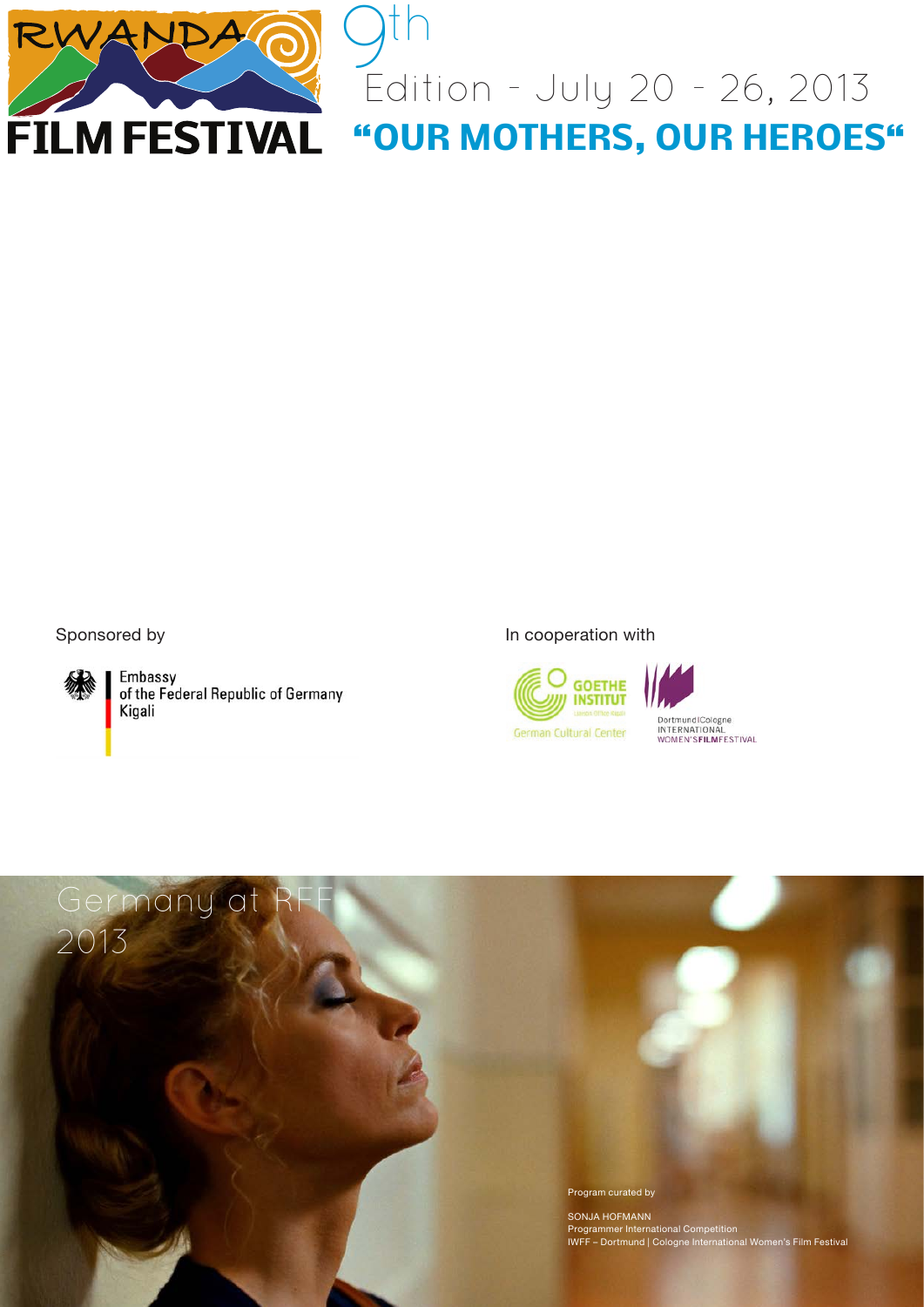RWANDA FILM FESTIVAL

# 9th Edition - July 20 - 26, 2013

## "OUR MOTHERS, OUR HEROES"

Sponsored by

Embassy of the Federal Republic of Germany Kigali

In cooperation with

GOETHE INSTITUT
German Cultural Center

Dortmund|Cologne INTERNATIONAL WOMEN'SFILMFESTIVAL

# Germany at RFF 2013

Program curated by

SONJA HOFMANN
Programmer International Competition
IWFF – Dortmund | Cologne International Women's Film Festival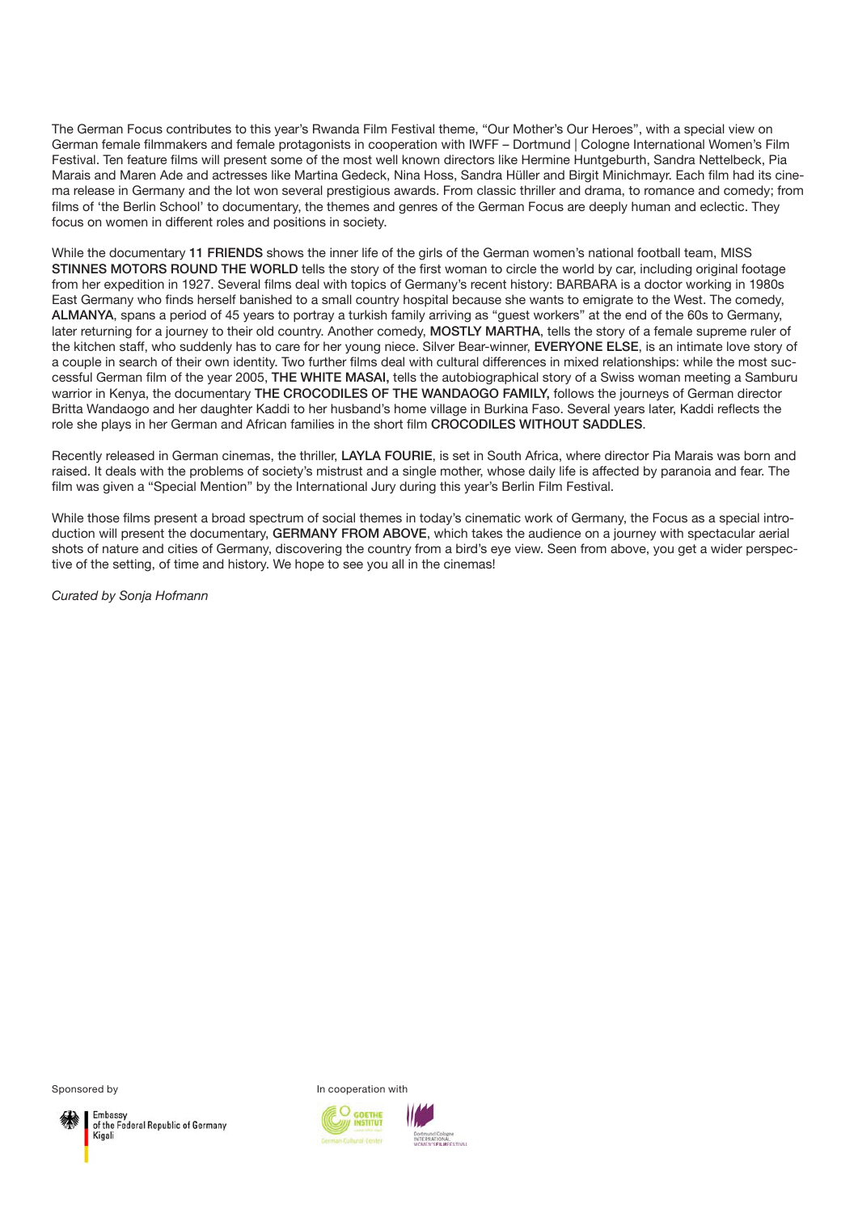The German Focus contributes to this year's Rwanda Film Festival theme, "Our Mother's Our Heroes", with a special view on German female filmmakers and female protagonists in cooperation with IWFF – Dortmund | Cologne International Women's Film Festival. Ten feature films will present some of the most well known directors like Hermine Huntgeburth, Sandra Nettelbeck, Pia Marais and Maren Ade and actresses like Martina Gedeck, Nina Hoss, Sandra Hüller and Birgit Minichmayr. Each film had its cinema release in Germany and the lot won several prestigious awards. From classic thriller and drama, to romance and comedy; from films of 'the Berlin School' to documentary, the themes and genres of the German Focus are deeply human and eclectic. They focus on women in different roles and positions in society.

While the documentary **11 FRIENDS** shows the inner life of the girls of the German women's national football team, **MISS STINNES MOTORS ROUND THE WORLD** tells the story of the first woman to circle the world by car, including original footage from her expedition in 1927. Several films deal with topics of Germany's recent history: BARBARA is a doctor working in 1980s East Germany who finds herself banished to a small country hospital because she wants to emigrate to the West. The comedy, **ALMANYA**, spans a period of 45 years to portray a turkish family arriving as "guest workers" at the end of the 60s to Germany, later returning for a journey to their old country. Another comedy, **MOSTLY MARTHA**, tells the story of a female supreme ruler of the kitchen staff, who suddenly has to care for her young niece. Silver Bear-winner, **EVERYONE ELSE**, is an intimate love story of a couple in search of their own identity. Two further films deal with cultural differences in mixed relationships: while the most successful German film of the year 2005, **THE WHITE MASAI,** tells the autobiographical story of a Swiss woman meeting a Samburu warrior in Kenya, the documentary **THE CROCODILES OF THE WANDAOGO FAMILY,** follows the journeys of German director Britta Wandaogo and her daughter Kaddi to her husband's home village in Burkina Faso. Several years later, Kaddi reflects the role she plays in her German and African families in the short film **CROCODILES WITHOUT SADDLES**.

Recently released in German cinemas, the thriller, **LAYLA FOURIE**, is set in South Africa, where director Pia Marais was born and raised. It deals with the problems of society's mistrust and a single mother, whose daily life is affected by paranoia and fear. The film was given a "Special Mention" by the International Jury during this year's Berlin Film Festival.

While those films present a broad spectrum of social themes in today's cinematic work of Germany, the Focus as a special introduction will present the documentary, **GERMANY FROM ABOVE**, which takes the audience on a journey with spectacular aerial shots of nature and cities of Germany, discovering the country from a bird's eye view. Seen from above, you get a wider perspective of the setting, of time and history. We hope to see you all in the cinemas!

*Curated by Sonja Hofmann*

Sponsored by

Embassy of the Federal Republic of Germany Kigali

In cooperation with

Goethe Institut German Cultural Center

Dortmund | Cologne International Women's Film Festival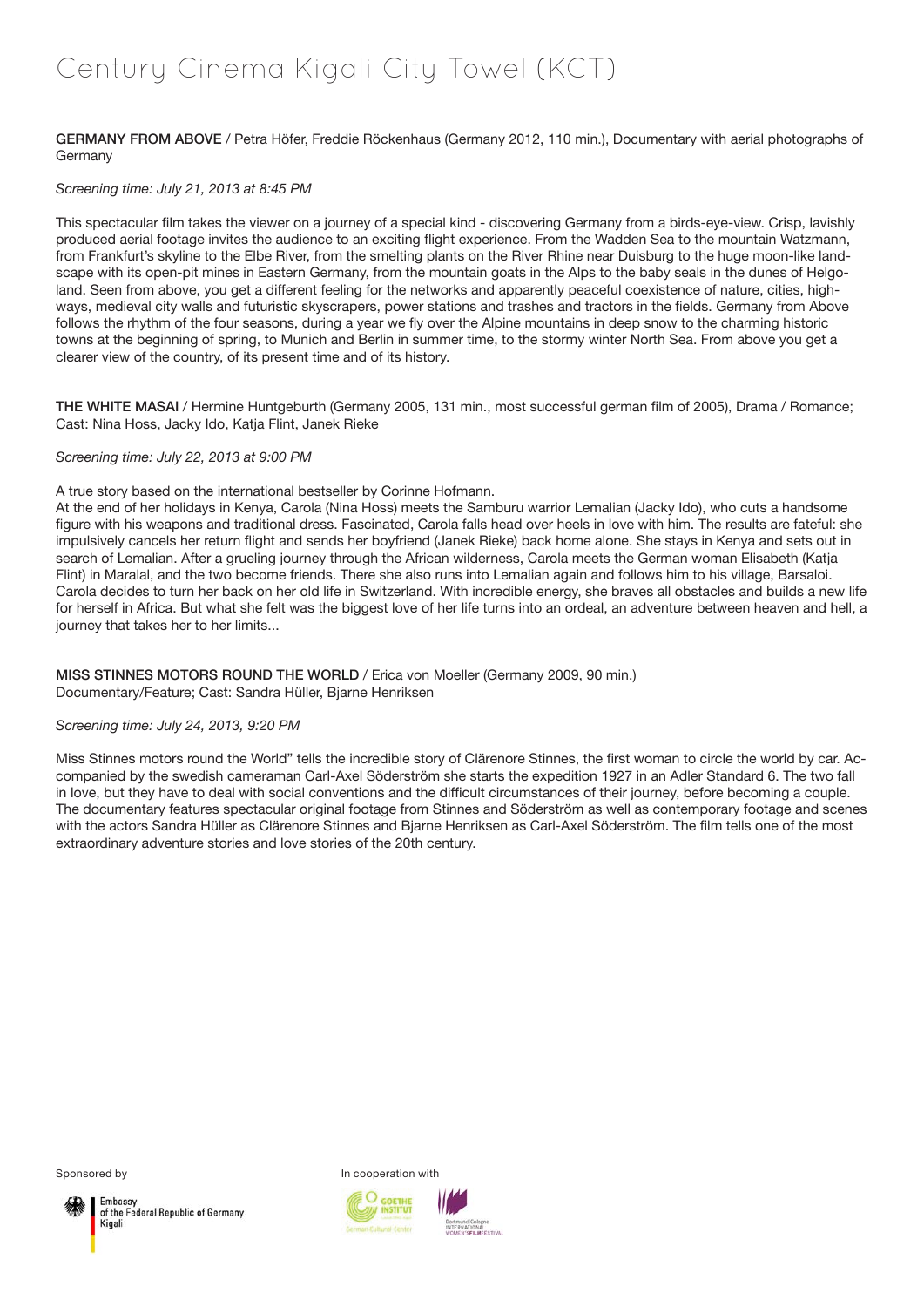# Century Cinema Kigali City Towel (KCT)

**GERMANY FROM ABOVE** / Petra Höfer, Freddie Röckenhaus (Germany 2012, 110 min.), Documentary with aerial photographs of Germany

*Screening time: July 21, 2013 at 8:45 PM*

This spectacular film takes the viewer on a journey of a special kind - discovering Germany from a birds-eye-view. Crisp, lavishly produced aerial footage invites the audience to an exciting flight experience. From the Wadden Sea to the mountain Watzmann, from Frankfurt's skyline to the Elbe River, from the smelting plants on the River Rhine near Duisburg to the huge moon-like landscape with its open-pit mines in Eastern Germany, from the mountain goats in the Alps to the baby seals in the dunes of Helgoland. Seen from above, you get a different feeling for the networks and apparently peaceful coexistence of nature, cities, highways, medieval city walls and futuristic skyscrapers, power stations and trashes and tractors in the fields. Germany from Above follows the rhythm of the four seasons, during a year we fly over the Alpine mountains in deep snow to the charming historic towns at the beginning of spring, to Munich and Berlin in summer time, to the stormy winter North Sea. From above you get a clearer view of the country, of its present time and of its history.

**THE WHITE MASAI** / Hermine Huntgeburth (Germany 2005, 131 min., most successful german film of 2005), Drama / Romance; Cast: Nina Hoss, Jacky Ido, Katja Flint, Janek Rieke

*Screening time: July 22, 2013 at 9:00 PM*

A true story based on the international bestseller by Corinne Hofmann.
At the end of her holidays in Kenya, Carola (Nina Hoss) meets the Samburu warrior Lemalian (Jacky Ido), who cuts a handsome figure with his weapons and traditional dress. Fascinated, Carola falls head over heels in love with him. The results are fateful: she impulsively cancels her return flight and sends her boyfriend (Janek Rieke) back home alone. She stays in Kenya and sets out in search of Lemalian. After a grueling journey through the African wilderness, Carola meets the German woman Elisabeth (Katja Flint) in Maralal, and the two become friends. There she also runs into Lemalian again and follows him to his village, Barsaloi. Carola decides to turn her back on her old life in Switzerland. With incredible energy, she braves all obstacles and builds a new life for herself in Africa. But what she felt was the biggest love of her life turns into an ordeal, an adventure between heaven and hell, a journey that takes her to her limits...

**MISS STINNES MOTORS ROUND THE WORLD** / Erica von Moeller (Germany 2009, 90 min.)
Documentary/Feature; Cast: Sandra Hüller, Bjarne Henriksen

*Screening time: July 24, 2013, 9:20 PM*

Miss Stinnes motors round the World" tells the incredible story of Clärenore Stinnes, the first woman to circle the world by car. Accompanied by the swedish cameraman Carl-Axel Söderström she starts the expedition 1927 in an Adler Standard 6. The two fall in love, but they have to deal with social conventions and the difficult circumstances of their journey, before becoming a couple. The documentary features spectacular original footage from Stinnes and Söderström as well as contemporary footage and scenes with the actors Sandra Hüller as Clärenore Stinnes and Bjarne Henriksen as Carl-Axel Söderström. The film tells one of the most extraordinary adventure stories and love stories of the 20th century.

Sponsored by

Embassy of the Federal Republic of Germany Kigali

In cooperation with

Goethe Institut German Cultural Center

Dortmund|Cologne International Women's Film Festival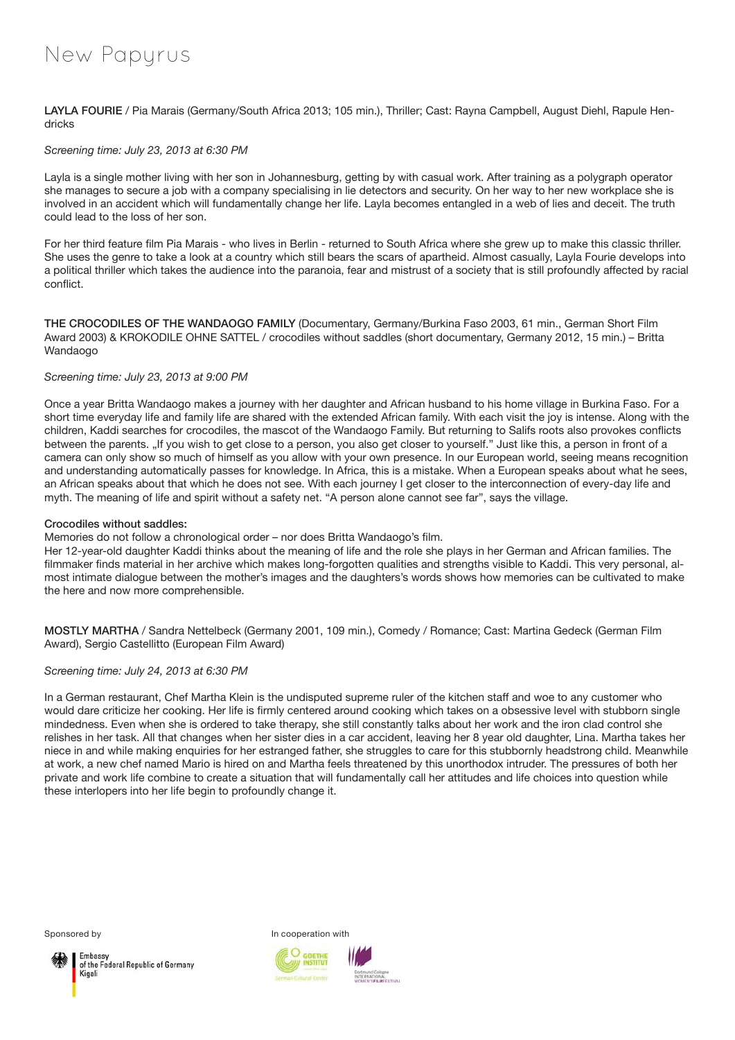# New Papyrus

**LAYLA FOURIE** / Pia Marais (Germany/South Africa 2013; 105 min.), Thriller; Cast: Rayna Campbell, August Diehl, Rapule Hendricks

*Screening time: July 23, 2013 at 6:30 PM*

Layla is a single mother living with her son in Johannesburg, getting by with casual work. After training as a polygraph operator she manages to secure a job with a company specialising in lie detectors and security. On her way to her new workplace she is involved in an accident which will fundamentally change her life. Layla becomes entangled in a web of lies and deceit. The truth could lead to the loss of her son.

For her third feature film Pia Marais - who lives in Berlin - returned to South Africa where she grew up to make this classic thriller. She uses the genre to take a look at a country which still bears the scars of apartheid. Almost casually, Layla Fourie develops into a political thriller which takes the audience into the paranoia, fear and mistrust of a society that is still profoundly affected by racial conflict.

**THE CROCODILES OF THE WANDAOGO FAMILY** (Documentary, Germany/Burkina Faso 2003, 61 min., German Short Film Award 2003) & KROKODILE OHNE SATTEL / crocodiles without saddles (short documentary, Germany 2012, 15 min.) – Britta Wandaogo

*Screening time: July 23, 2013 at 9:00 PM*

Once a year Britta Wandaogo makes a journey with her daughter and African husband to his home village in Burkina Faso. For a short time everyday life and family life are shared with the extended African family. With each visit the joy is intense. Along with the children, Kaddi searches for crocodiles, the mascot of the Wandaogo Family. But returning to Salifs roots also provokes conflicts between the parents. „If you wish to get close to a person, you also get closer to yourself." Just like this, a person in front of a camera can only show so much of himself as you allow with your own presence. In our European world, seeing means recognition and understanding automatically passes for knowledge. In Africa, this is a mistake. When a European speaks about what he sees, an African speaks about that which he does not see. With each journey I get closer to the interconnection of every-day life and myth. The meaning of life and spirit without a safety net. "A person alone cannot see far", says the village.

**Crocodiles without saddles:**
Memories do not follow a chronological order – nor does Britta Wandaogo's film.
Her 12-year-old daughter Kaddi thinks about the meaning of life and the role she plays in her German and African families. The filmmaker finds material in her archive which makes long-forgotten qualities and strengths visible to Kaddi. This very personal, almost intimate dialogue between the mother's images and the daughters's words shows how memories can be cultivated to make the here and now more comprehensible.

**MOSTLY MARTHA** / Sandra Nettelbeck (Germany 2001, 109 min.), Comedy / Romance; Cast: Martina Gedeck (German Film Award), Sergio Castellitto (European Film Award)

*Screening time: July 24, 2013 at 6:30 PM*

In a German restaurant, Chef Martha Klein is the undisputed supreme ruler of the kitchen staff and woe to any customer who would dare criticize her cooking. Her life is firmly centered around cooking which takes on a obsessive level with stubborn single mindedness. Even when she is ordered to take therapy, she still constantly talks about her work and the iron clad control she relishes in her task. All that changes when her sister dies in a car accident, leaving her 8 year old daughter, Lina. Martha takes her niece in and while making enquiries for her estranged father, she struggles to care for this stubbornly headstrong child. Meanwhile at work, a new chef named Mario is hired on and Martha feels threatened by this unorthodox intruder. The pressures of both her private and work life combine to create a situation that will fundamentally call her attitudes and life choices into question while these interlopers into her life begin to profoundly change it.

Sponsored by

Embassy of the Federal Republic of Germany Kigali

In cooperation with

Goethe Institut German Cultural Center

Dortmund|Cologne International Women's Film Festival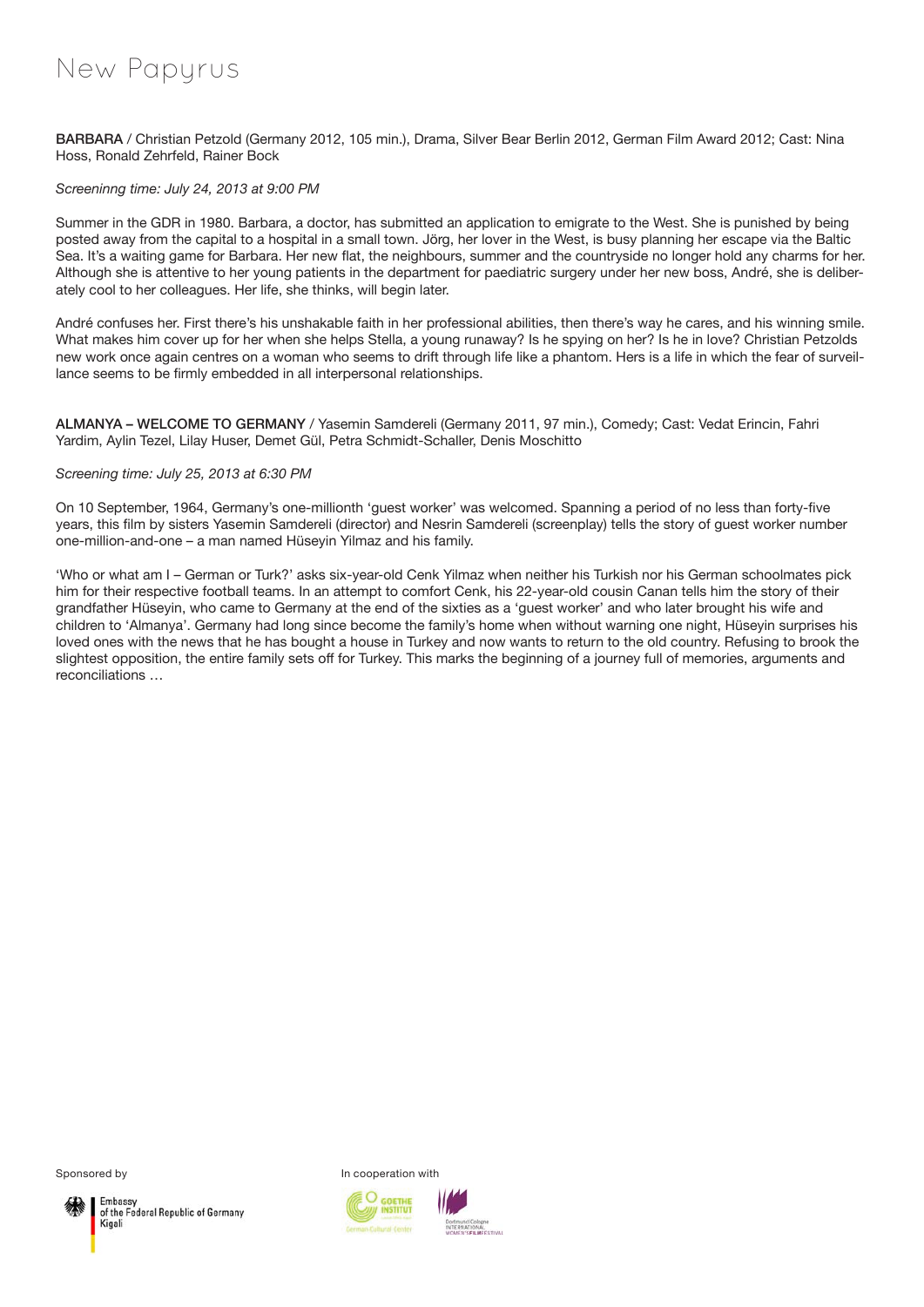# New Papyrus

**BARBARA** / Christian Petzold (Germany 2012, 105 min.), Drama, Silver Bear Berlin 2012, German Film Award 2012; Cast: Nina Hoss, Ronald Zehrfeld, Rainer Bock

*Screeninng time: July 24, 2013 at 9:00 PM*

Summer in the GDR in 1980. Barbara, a doctor, has submitted an application to emigrate to the West. She is punished by being posted away from the capital to a hospital in a small town. Jörg, her lover in the West, is busy planning her escape via the Baltic Sea. It's a waiting game for Barbara. Her new flat, the neighbours, summer and the countryside no longer hold any charms for her. Although she is attentive to her young patients in the department for paediatric surgery under her new boss, André, she is deliberately cool to her colleagues. Her life, she thinks, will begin later.

André confuses her. First there's his unshakable faith in her professional abilities, then there's way he cares, and his winning smile. What makes him cover up for her when she helps Stella, a young runaway? Is he spying on her? Is he in love? Christian Petzolds new work once again centres on a woman who seems to drift through life like a phantom. Hers is a life in which the fear of surveillance seems to be firmly embedded in all interpersonal relationships.

**ALMANYA – WELCOME TO GERMANY** / Yasemin Samdereli (Germany 2011, 97 min.), Comedy; Cast: Vedat Erincin, Fahri Yardim, Aylin Tezel, Lilay Huser, Demet Gül, Petra Schmidt-Schaller, Denis Moschitto

*Screening time: July 25, 2013 at 6:30 PM*

On 10 September, 1964, Germany's one-millionth 'guest worker' was welcomed. Spanning a period of no less than forty-five years, this film by sisters Yasemin Samdereli (director) and Nesrin Samdereli (screenplay) tells the story of guest worker number one-million-and-one – a man named Hüseyin Yilmaz and his family.

'Who or what am I – German or Turk?' asks six-year-old Cenk Yilmaz when neither his Turkish nor his German schoolmates pick him for their respective football teams. In an attempt to comfort Cenk, his 22-year-old cousin Canan tells him the story of their grandfather Hüseyin, who came to Germany at the end of the sixties as a 'guest worker' and who later brought his wife and children to 'Almanya'. Germany had long since become the family's home when without warning one night, Hüseyin surprises his loved ones with the news that he has bought a house in Turkey and now wants to return to the old country. Refusing to brook the slightest opposition, the entire family sets off for Turkey. This marks the beginning of a journey full of memories, arguments and reconciliations …

Sponsored by

Embassy of the Federal Republic of Germany Kigali

In cooperation with

Goethe Institut – German Cultural Center

Dortmund|Cologne International Women's Film Festival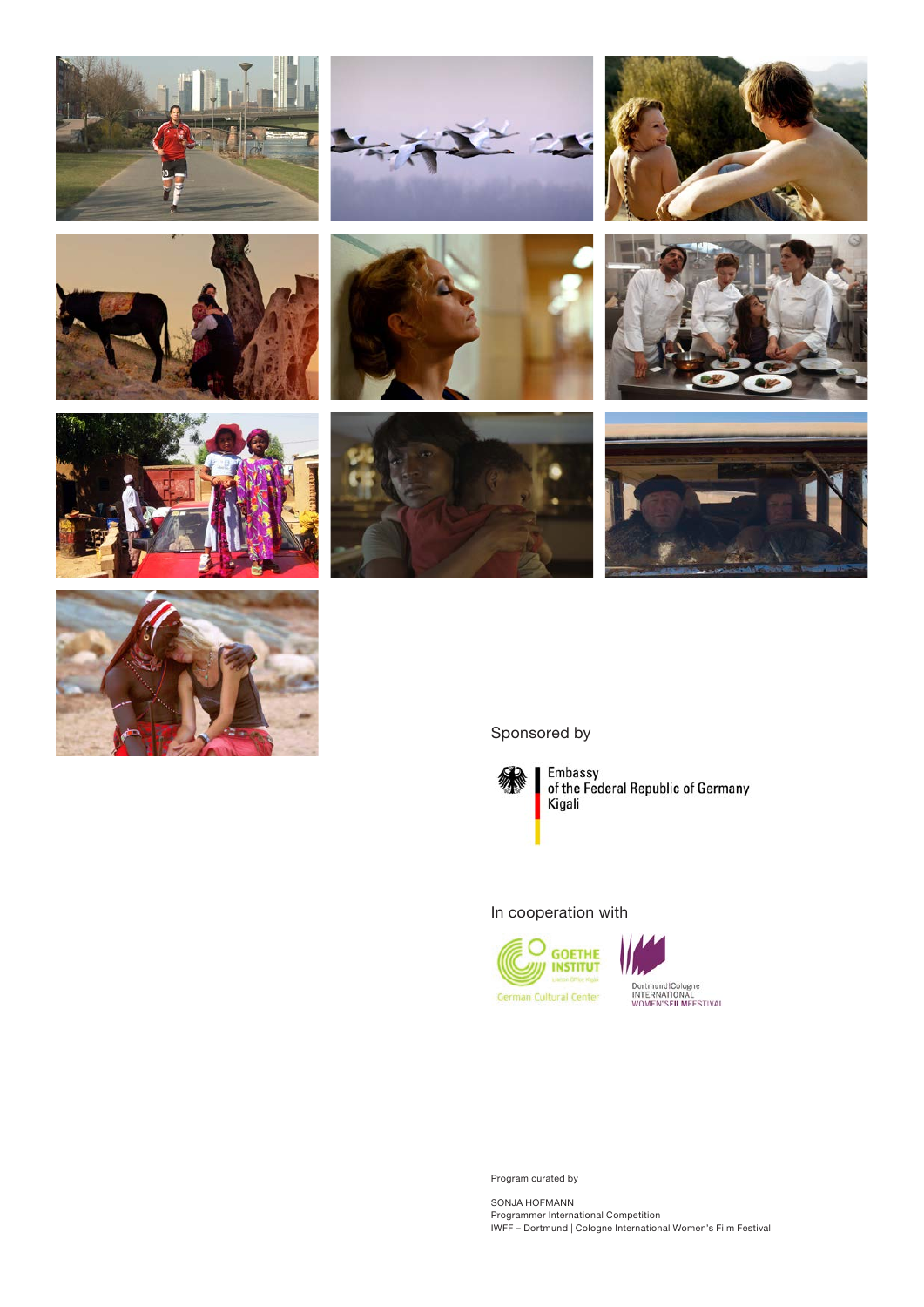Sponsored by

Embassy
of the Federal Republic of Germany
Kigali

In cooperation with

GOETHE INSTITUT
German Cultural Center

Dortmund|Cologne
INTERNATIONAL
WOMEN'SFILMFESTIVAL

Program curated by

SONJA HOFMANN
Programmer International Competition
IWFF – Dortmund | Cologne International Women's Film Festival